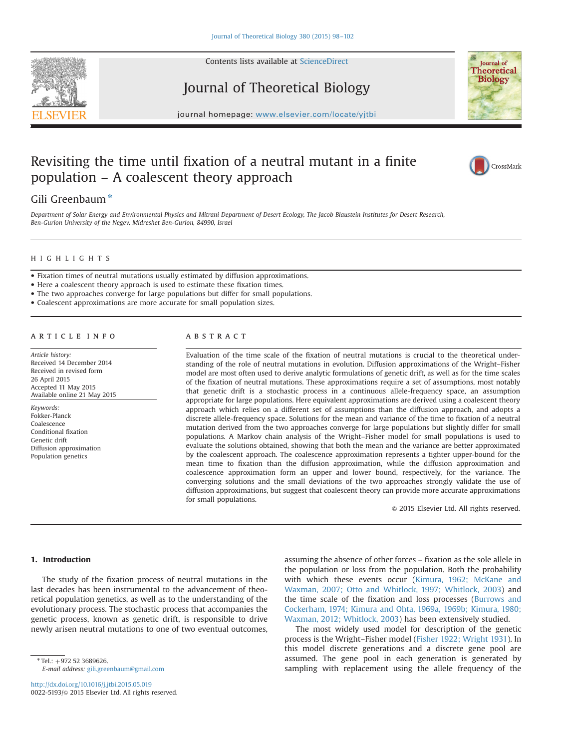# Revisiting the time until fixation of a neutral mutant in a finite population – A coalescent theory approach

Gili Greenbaum*

*Department of Solar Energy and Environmental Physics and Mitrani Department of Desert Ecology, The Jacob Blaustein Institutes for Desert Research, Ben-Gurion University of the Negev, Midreshet Ben-Gurion, 84990, Israel*

## HIGHLIGHTS

- Fixation times of neutral mutations usually estimated by diffusion approximations.
- Here a coalescent theory approach is used to estimate these fixation times.
- The two approaches converge for large populations but differ for small populations.
- Coalescent approximations are more accurate for small population sizes.

## ARTICLE INFO

*Article history:*
Received 14 December 2014
Received in revised form
26 April 2015
Accepted 11 May 2015
Available online 21 May 2015

*Keywords:*
Fokker-Planck
Coalescence
Conditional fixation
Genetic drift
Diffusion approximation
Population genetics

## ABSTRACT

Evaluation of the time scale of the fixation of neutral mutations is crucial to the theoretical understanding of the role of neutral mutations in evolution. Diffusion approximations of the Wright–Fisher model are most often used to derive analytic formulations of genetic drift, as well as for the time scales of the fixation of neutral mutations. These approximations require a set of assumptions, most notably that genetic drift is a stochastic process in a continuous allele-frequency space, an assumption appropriate for large populations. Here equivalent approximations are derived using a coalescent theory approach which relies on a different set of assumptions than the diffusion approach, and adopts a discrete allele-frequency space. Solutions for the mean and variance of the time to fixation of a neutral mutation derived from the two approaches converge for large populations but slightly differ for small populations. A Markov chain analysis of the Wright–Fisher model for small populations is used to evaluate the solutions obtained, showing that both the mean and the variance are better approximated by the coalescent approach. The coalescence approximation represents a tighter upper-bound for the mean time to fixation than the diffusion approximation, while the diffusion approximation and coalescence approximation form an upper and lower bound, respectively, for the variance. The converging solutions and the small deviations of the two approaches strongly validate the use of diffusion approximations, but suggest that coalescent theory can provide more accurate approximations for small populations.

© 2015 Elsevier Ltd. All rights reserved.

## 1. Introduction

The study of the fixation process of neutral mutations in the last decades has been instrumental to the advancement of theoretical population genetics, as well as to the understanding of the evolutionary process. The stochastic process that accompanies the genetic process, known as genetic drift, is responsible to drive newly arisen neutral mutations to one of two eventual outcomes, assuming the absence of other forces – fixation as the sole allele in the population or loss from the population. Both the probability with which these events occur (Kimura, 1962; McKane and Waxman, 2007; Otto and Whitlock, 1997; Whitlock, 2003) and the time scale of the fixation and loss processes (Burrows and Cockerham, 1974; Kimura and Ohta, 1969a, 1969b; Kimura, 1980; Waxman, 2012; Whitlock, 2003) has been extensively studied.

The most widely used model for description of the genetic process is the Wright–Fisher model (Fisher 1922; Wright 1931). In this model discrete generations and a discrete gene pool are assumed. The gene pool in each generation is generated by sampling with replacement using the allele frequency of the

* Tel.: +972 52 3689626.
*E-mail address:* gili.greenbaum@gmail.com

http://dx.doi.org/10.1016/j.jtbi.2015.05.019
0022-5193/© 2015 Elsevier Ltd. All rights reserved.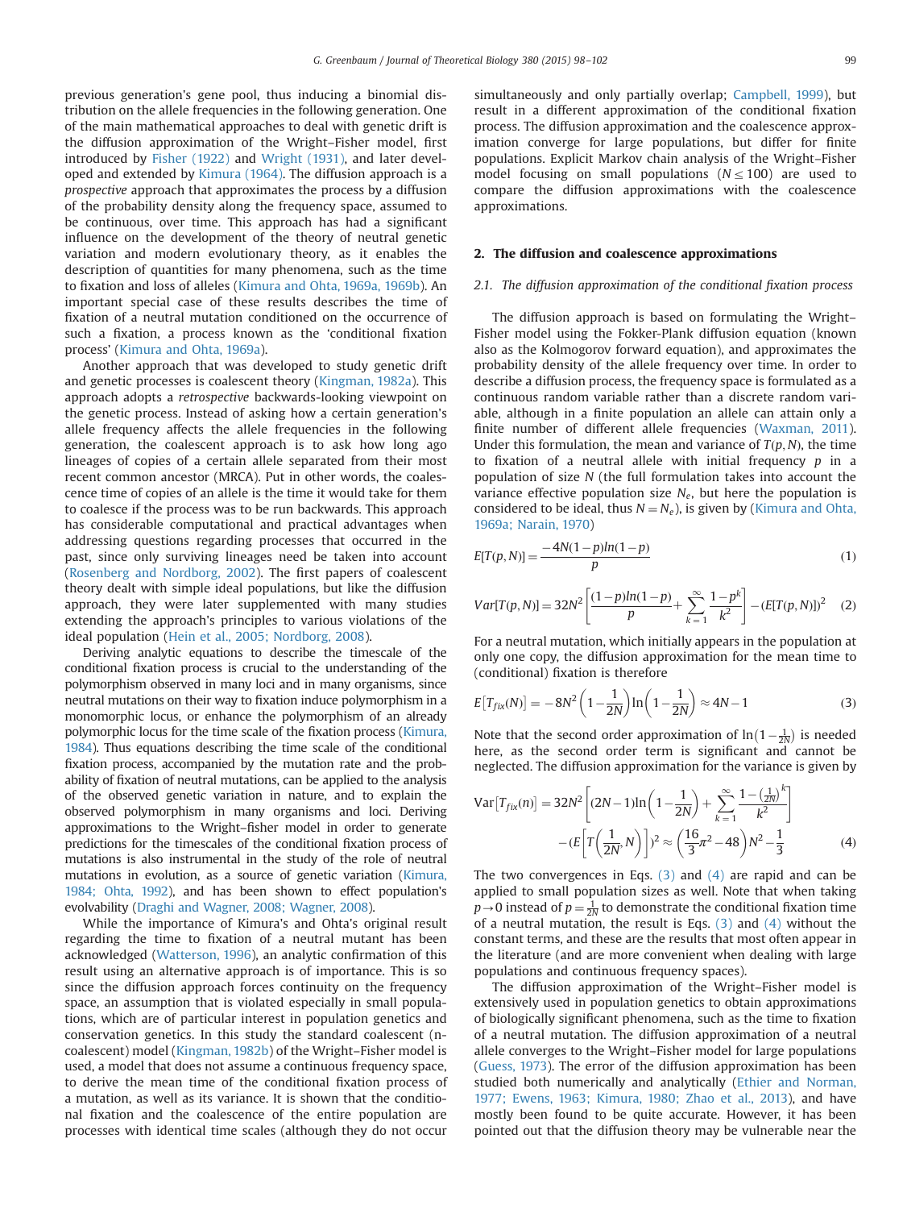previous generation's gene pool, thus inducing a binomial distribution on the allele frequencies in the following generation. One of the main mathematical approaches to deal with genetic drift is the diffusion approximation of the Wright–Fisher model, first introduced by Fisher (1922) and Wright (1931), and later developed and extended by Kimura (1964). The diffusion approach is a *prospective* approach that approximates the process by a diffusion of the probability density along the frequency space, assumed to be continuous, over time. This approach has had a significant influence on the development of the theory of neutral genetic variation and modern evolutionary theory, as it enables the description of quantities for many phenomena, such as the time to fixation and loss of alleles (Kimura and Ohta, 1969a, 1969b). An important special case of these results describes the time of fixation of a neutral mutation conditioned on the occurrence of such a fixation, a process known as the 'conditional fixation process' (Kimura and Ohta, 1969a).

Another approach that was developed to study genetic drift and genetic processes is coalescent theory (Kingman, 1982a). This approach adopts a *retrospective* backwards-looking viewpoint on the genetic process. Instead of asking how a certain generation's allele frequency affects the allele frequencies in the following generation, the coalescent approach is to ask how long ago lineages of copies of a certain allele separated from their most recent common ancestor (MRCA). Put in other words, the coalescence time of copies of an allele is the time it would take for them to coalesce if the process was to be run backwards. This approach has considerable computational and practical advantages when addressing questions regarding processes that occurred in the past, since only surviving lineages need be taken into account (Rosenberg and Nordborg, 2002). The first papers of coalescent theory dealt with simple ideal populations, but like the diffusion approach, they were later supplemented with many studies extending the approach's principles to various violations of the ideal population (Hein et al., 2005; Nordborg, 2008).

Deriving analytic equations to describe the timescale of the conditional fixation process is crucial to the understanding of the polymorphism observed in many loci and in many organisms, since neutral mutations on their way to fixation induce polymorphism in a monomorphic locus, or enhance the polymorphism of an already polymorphic locus for the time scale of the fixation process (Kimura, 1984). Thus equations describing the time scale of the conditional fixation process, accompanied by the mutation rate and the probability of fixation of neutral mutations, can be applied to the analysis of the observed genetic variation in nature, and to explain the observed polymorphism in many organisms and loci. Deriving approximations to the Wright–fisher model in order to generate predictions for the timescales of the conditional fixation process of mutations is also instrumental in the study of the role of neutral mutations in evolution, as a source of genetic variation (Kimura, 1984; Ohta, 1992), and has been shown to effect population's evolvability (Draghi and Wagner, 2008; Wagner, 2008).

While the importance of Kimura's and Ohta's original result regarding the time to fixation of a neutral mutant has been acknowledged (Watterson, 1996), an analytic confirmation of this result using an alternative approach is of importance. This is so since the diffusion approach forces continuity on the frequency space, an assumption that is violated especially in small populations, which are of particular interest in population genetics and conservation genetics. In this study the standard coalescent (n-coalescent) model (Kingman, 1982b) of the Wright–Fisher model is used, a model that does not assume a continuous frequency space, to derive the mean time of the conditional fixation process of a mutation, as well as its variance. It is shown that the conditional fixation and the coalescence of the entire population are processes with identical time scales (although they do not occur simultaneously and only partially overlap; Campbell, 1999), but result in a different approximation of the conditional fixation process. The diffusion approximation and the coalescence approximation converge for large populations, but differ for finite populations. Explicit Markov chain analysis of the Wright–Fisher model focusing on small populations ($N \leq 100$) are used to compare the diffusion approximations with the coalescence approximations.

## 2. The diffusion and coalescence approximations

### 2.1. The diffusion approximation of the conditional fixation process

The diffusion approach is based on formulating the Wright–Fisher model using the Fokker-Plank diffusion equation (known also as the Kolmogorov forward equation), and approximates the probability density of the allele frequency over time. In order to describe a diffusion process, the frequency space is formulated as a continuous random variable rather than a discrete random variable, although in a finite population an allele can attain only a finite number of different allele frequencies (Waxman, 2011). Under this formulation, the mean and variance of $T(p, N)$, the time to fixation of a neutral allele with initial frequency $p$ in a population of size $N$ (the full formulation takes into account the variance effective population size $N_e$, but here the population is considered to be ideal, thus $N = N_e$), is given by (Kimura and Ohta, 1969a; Narain, 1970)

$$E[T(p,N)] = \frac{-4N(1-p)ln(1-p)}{p} \tag{1}$$

$$Var[T(p,N)] = 32N^2\left[\frac{(1-p)ln(1-p)}{p} + \sum_{k=1}^{\infty}\frac{1-p^k}{k^2}\right] - (E[T(p,N)])^2 \tag{2}$$

For a neutral mutation, which initially appears in the population at only one copy, the diffusion approximation for the mean time to (conditional) fixation is therefore

$$E\left[T_{fix}(N)\right] = -8N^2\left(1-\frac{1}{2N}\right)\ln\left(1-\frac{1}{2N}\right) \approx 4N-1 \tag{3}$$

Note that the second order approximation of $\ln\left(1-\frac{1}{2N}\right)$ is needed here, as the second order term is significant and cannot be neglected. The diffusion approximation for the variance is given by

$$\mathrm{Var}\left[T_{fix}(n)\right] = 32N^2\left[(2N-1)\ln\left(1-\frac{1}{2N}\right) + \sum_{k=1}^{\infty}\frac{1-\left(\frac{1}{2N}\right)^k}{k^2}\right] - \left(E\left[T\left(\frac{1}{2N},N\right)\right]\right)^2 \approx \left(\frac{16}{3}\pi^2 - 48\right)N^2 - \frac{1}{3} \tag{4}$$

The two convergences in Eqs. (3) and (4) are rapid and can be applied to small population sizes as well. Note that when taking $p \to 0$ instead of $p = \frac{1}{2N}$ to demonstrate the conditional fixation time of a neutral mutation, the result is Eqs. (3) and (4) without the constant terms, and these are the results that most often appear in the literature (and are more convenient when dealing with large populations and continuous frequency spaces).

The diffusion approximation of the Wright–Fisher model is extensively used in population genetics to obtain approximations of biologically significant phenomena, such as the time to fixation of a neutral mutation. The diffusion approximation of a neutral allele converges to the Wright–Fisher model for large populations (Guess, 1973). The error of the diffusion approximation has been studied both numerically and analytically (Ethier and Norman, 1977; Ewens, 1963; Kimura, 1980; Zhao et al., 2013), and have mostly been found to be quite accurate. However, it has been pointed out that the diffusion theory may be vulnerable near the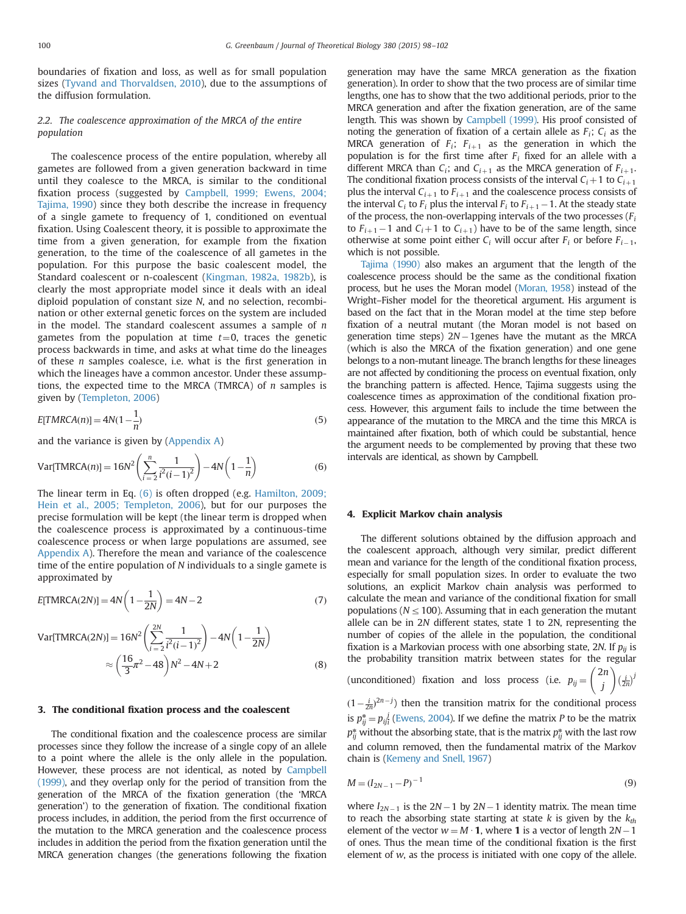boundaries of fixation and loss, as well as for small population sizes (Tyvand and Thorvaldsen, 2010), due to the assumptions of the diffusion formulation.

### 2.2. The coalescence approximation of the MRCA of the entire population

The coalescence process of the entire population, whereby all gametes are followed from a given generation backward in time until they coalesce to the MRCA, is similar to the conditional fixation process (suggested by Campbell, 1999; Ewens, 2004; Tajima, 1990) since they both describe the increase in frequency of a single gamete to frequency of 1, conditioned on eventual fixation. Using Coalescent theory, it is possible to approximate the time from a given generation, for example from the fixation generation, to the time of the coalescence of all gametes in the population. For this purpose the basic coalescent model, the Standard coalescent or n-coalescent (Kingman, 1982a, 1982b), is clearly the most appropriate model since it deals with an ideal diploid population of constant size $N$, and no selection, recombination or other external genetic forces on the system are included in the model. The standard coalescent assumes a sample of $n$ gametes from the population at time $t=0$, traces the genetic process backwards in time, and asks at what time do the lineages of these $n$ samples coalesce, i.e. what is the first generation in which the lineages have a common ancestor. Under these assumptions, the expected time to the MRCA (TMRCA) of $n$ samples is given by (Templeton, 2006)

$$E[TMRCA(n)] = 4N\left(1-\frac{1}{n}\right) \tag{5}$$

and the variance is given by (Appendix A)

$$\mathrm{Var}[\mathrm{TMRCA}(n)] = 16N^2\left(\sum_{i=2}^{n}\frac{1}{i^2(i-1)^2}\right) - 4N\left(1-\frac{1}{n}\right) \tag{6}$$

The linear term in Eq. (6) is often dropped (e.g. Hamilton, 2009; Hein et al., 2005; Templeton, 2006), but for our purposes the precise formulation will be kept (the linear term is dropped when the coalescence process is approximated by a continuous-time coalescence process or when large populations are assumed, see Appendix A). Therefore the mean and variance of the coalescence time of the entire population of $N$ individuals to a single gamete is approximated by

$$E[\mathrm{TMRCA}(2N)] = 4N\left(1-\frac{1}{2N}\right) = 4N-2 \tag{7}$$

$$\begin{aligned}\mathrm{Var}[\mathrm{TMRCA}(2N)] &= 16N^2\left(\sum_{i=2}^{2N}\frac{1}{i^2(i-1)^2}\right) - 4N\left(1-\frac{1}{2N}\right)\\ &\approx \left(\frac{16}{3}\pi^2-48\right)N^2 - 4N + 2\end{aligned} \tag{8}$$

## 3. The conditional fixation process and the coalescent

The conditional fixation and the coalescence process are similar processes since they follow the increase of a single copy of an allele to a point where the allele is the only allele in the population. However, these process are not identical, as noted by Campbell (1999), and they overlap only for the period of transition from the generation of the MRCA of the fixation generation (the 'MRCA generation') to the generation of fixation. The conditional fixation process includes, in addition, the period from the first occurrence of the mutation to the MRCA generation and the coalescence process includes in addition the period from the fixation generation until the MRCA generation changes (the generations following the fixation generation may have the same MRCA generation as the fixation generation). In order to show that the two process are of similar time lengths, one has to show that the two additional periods, prior to the MRCA generation and after the fixation generation, are of the same length. This was shown by Campbell (1999). His proof consisted of noting the generation of fixation of a certain allele as $F_i$; $C_i$ as the MRCA generation of $F_i$; $F_{i+1}$ as the generation in which the population is for the first time after $F_i$ fixed for an allele with a different MRCA than $C_i$; and $C_{i+1}$ as the MRCA generation of $F_{i+1}$. The conditional fixation process consists of the interval $C_i+1$ to $C_{i+1}$ plus the interval $C_{i+1}$ to $F_{i+1}$ and the coalescence process consists of the interval $C_i$ to $F_i$ plus the interval $F_i$ to $F_{i+1}-1$. At the steady state of the process, the non-overlapping intervals of the two processes ($F_i$ to $F_{i+1}-1$ and $C_i+1$ to $C_{i+1}$) have to be of the same length, since otherwise at some point either $C_i$ will occur after $F_i$ or before $F_{i-1}$, which is not possible.

Tajima (1990) also makes an argument that the length of the coalescence process should be the same as the conditional fixation process, but he uses the Moran model (Moran, 1958) instead of the Wright–Fisher model for the theoretical argument. His argument is based on the fact that in the Moran model at the time step before fixation of a neutral mutant (the Moran model is not based on generation time steps) $2N-1$genes have the mutant as the MRCA (which is also the MRCA of the fixation generation) and one gene belongs to a non-mutant lineage. The branch lengths for these lineages are not affected by conditioning the process on eventual fixation, only the branching pattern is affected. Hence, Tajima suggests using the coalescence times as approximation of the conditional fixation process. However, this argument fails to include the time between the appearance of the mutation to the MRCA and the time this MRCA is maintained after fixation, both of which could be substantial, hence the argument needs to be complemented by proving that these two intervals are identical, as shown by Campbell.

## 4. Explicit Markov chain analysis

The different solutions obtained by the diffusion approach and the coalescent approach, although very similar, predict different mean and variance for the length of the conditional fixation process, especially for small population sizes. In order to evaluate the two solutions, an explicit Markov chain analysis was performed to calculate the mean and variance of the conditional fixation for small populations ($N \le 100$). Assuming that in each generation the mutant allele can be in $2N$ different states, state 1 to 2N, representing the number of copies of the allele in the population, the conditional fixation is a Markovian process with one absorbing state, $2N$. If $p_{ij}$ is the probability transition matrix between states for the regular (unconditioned) fixation and loss process (i.e. $p_{ij} = \binom{2n}{j}\left(\frac{i}{2n}\right)^j \left(1-\frac{i}{2n}\right)^{2n-j}$) then the transition matrix for the conditional process is $p^*_{ij} = p_{ij}\frac{j}{i}$ (Ewens, 2004). If we define the matrix $P$ to be the matrix $p^*_{ij}$ without the absorbing state, that is the matrix $p^*_{ij}$ with the last row and column removed, then the fundamental matrix of the Markov chain is (Kemeny and Snell, 1967)

$$M = (I_{2N-1} - P)^{-1} \tag{9}$$

where $I_{2N-1}$ is the $2N-1$ by $2N-1$ identity matrix. The mean time to reach the absorbing state starting at state $k$ is given by the $k_{th}$ element of the vector $w = M \cdot \mathbf{1}$, where $\mathbf{1}$ is a vector of length $2N-1$ of ones. Thus the mean time of the conditional fixation is the first element of $w$, as the process is initiated with one copy of the allele.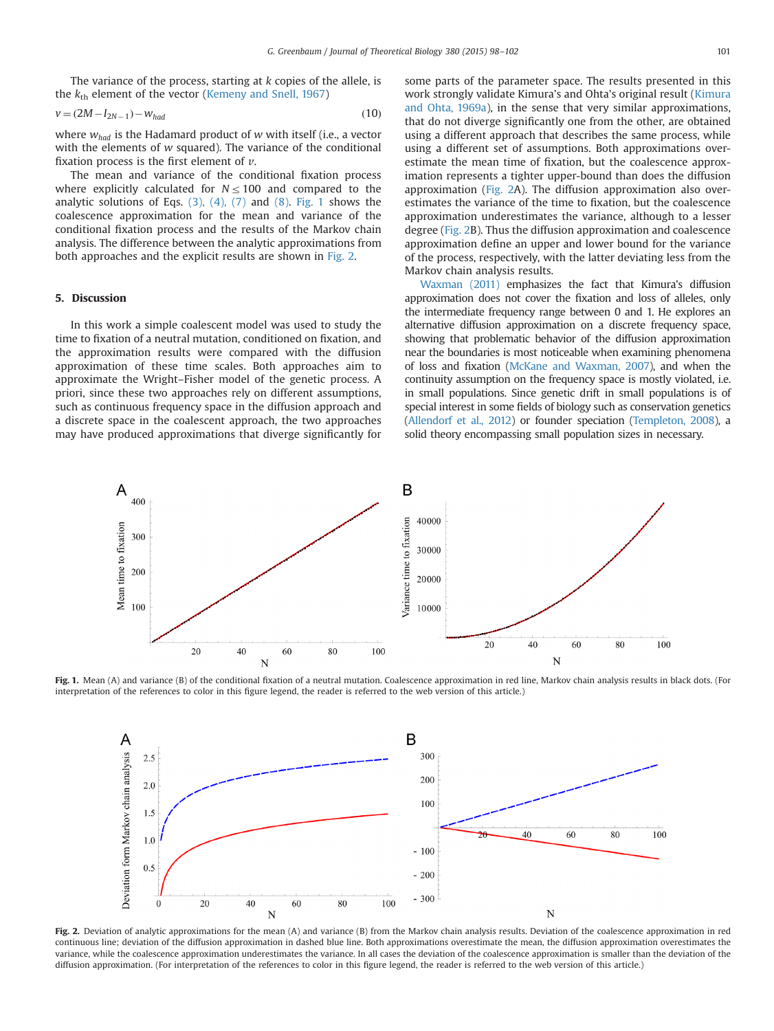The variance of the process, starting at $k$ copies of the allele, is the $k_{th}$ element of the vector (Kemeny and Snell, 1967)

$$v = (2M - I_{2N-1}) - w_{had} \tag{10}$$

where $w_{had}$ is the Hadamard product of $w$ with itself (i.e., a vector with the elements of $w$ squared). The variance of the conditional fixation process is the first element of $v$.

The mean and variance of the conditional fixation process where explicitly calculated for $N \leq 100$ and compared to the analytic solutions of Eqs. (3), (4), (7) and (8). Fig. 1 shows the coalescence approximation for the mean and variance of the conditional fixation process and the results of the Markov chain analysis. The difference between the analytic approximations from both approaches and the explicit results are shown in Fig. 2.

## 5. Discussion

In this work a simple coalescent model was used to study the time to fixation of a neutral mutation, conditioned on fixation, and the approximation results were compared with the diffusion approximation of these time scales. Both approaches aim to approximate the Wright–Fisher model of the genetic process. A priori, since these two approaches rely on different assumptions, such as continuous frequency space in the diffusion approach and a discrete space in the coalescent approach, the two approaches may have produced approximations that diverge significantly for some parts of the parameter space. The results presented in this work strongly validate Kimura's and Ohta's original result (Kimura and Ohta, 1969a), in the sense that very similar approximations, that do not diverge significantly one from the other, are obtained using a different approach that describes the same process, while using a different set of assumptions. Both approximations overestimate the mean time of fixation, but the coalescence approximation represents a tighter upper-bound than does the diffusion approximation (Fig. 2A). The diffusion approximation also overestimates the variance of the time to fixation, but the coalescence approximation underestimates the variance, although to a lesser degree (Fig. 2B). Thus the diffusion approximation and coalescence approximation define an upper and lower bound for the variance of the process, respectively, with the latter deviating less from the Markov chain analysis results.

Waxman (2011) emphasizes the fact that Kimura's diffusion approximation does not cover the fixation and loss of alleles, only the intermediate frequency range between 0 and 1. He explores an alternative diffusion approximation on a discrete frequency space, showing that problematic behavior of the diffusion approximation near the boundaries is most noticeable when examining phenomena of loss and fixation (McKane and Waxman, 2007), and when the continuity assumption on the frequency space is mostly violated, i.e. in small populations. Since genetic drift in small populations is of special interest in some fields of biology such as conservation genetics (Allendorf et al., 2012) or founder speciation (Templeton, 2008), a solid theory encompassing small population sizes in necessary.

**Fig. 1.** Mean (A) and variance (B) of the conditional fixation of a neutral mutation. Coalescence approximation in red line, Markov chain analysis results in black dots. (For interpretation of the references to color in this figure legend, the reader is referred to the web version of this article.)

**Fig. 2.** Deviation of analytic approximations for the mean (A) and variance (B) from the Markov chain analysis results. Deviation of the coalescence approximation in red continuous line; deviation of the diffusion approximation in dashed blue line. Both approximations overestimate the mean, the diffusion approximation overestimates the variance, while the coalescence approximation underestimates the variance. In all cases the deviation of the coalescence approximation is smaller than the deviation of the diffusion approximation. (For interpretation of the references to color in this figure legend, the reader is referred to the web version of this article.)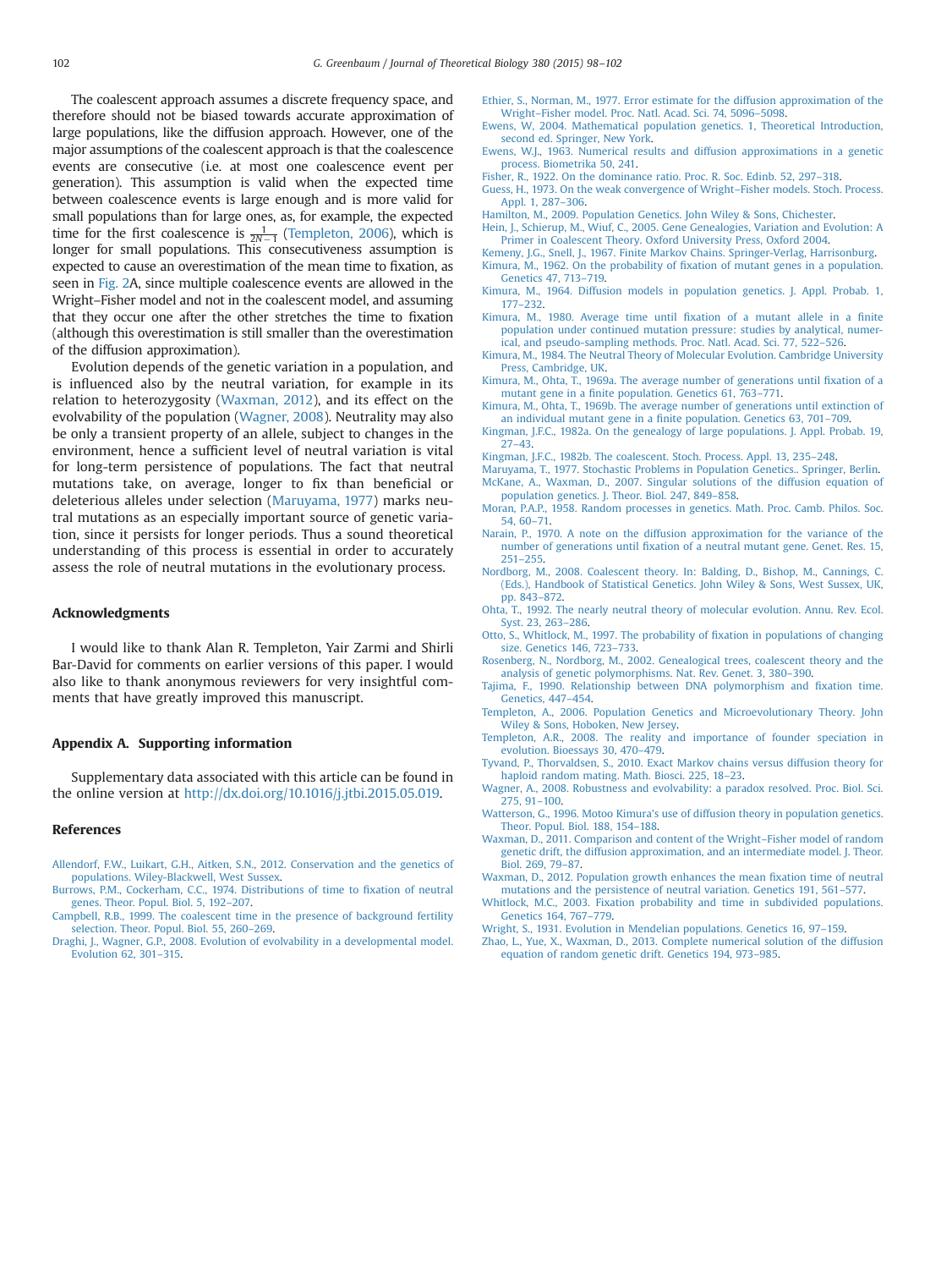The coalescent approach assumes a discrete frequency space, and therefore should not be biased towards accurate approximation of large populations, like the diffusion approach. However, one of the major assumptions of the coalescent approach is that the coalescence events are consecutive (i.e. at most one coalescence event per generation). This assumption is valid when the expected time between coalescence events is large enough and is more valid for small populations than for large ones, as, for example, the expected time for the first coalescence is $\frac{1}{2N-1}$ (Templeton, 2006), which is longer for small populations. This consecutiveness assumption is expected to cause an overestimation of the mean time to fixation, as seen in Fig. 2A, since multiple coalescence events are allowed in the Wright–Fisher model and not in the coalescent model, and assuming that they occur one after the other stretches the time to fixation (although this overestimation is still smaller than the overestimation of the diffusion approximation).

Evolution depends of the genetic variation in a population, and is influenced also by the neutral variation, for example in its relation to heterozygosity (Waxman, 2012), and its effect on the evolvability of the population (Wagner, 2008). Neutrality may also be only a transient property of an allele, subject to changes in the environment, hence a sufficient level of neutral variation is vital for long-term persistence of populations. The fact that neutral mutations take, on average, longer to fix than beneficial or deleterious alleles under selection (Maruyama, 1977) marks neutral mutations as an especially important source of genetic variation, since it persists for longer periods. Thus a sound theoretical understanding of this process is essential in order to accurately assess the role of neutral mutations in the evolutionary process.

## Acknowledgments

I would like to thank Alan R. Templeton, Yair Zarmi and Shirli Bar-David for comments on earlier versions of this paper. I would also like to thank anonymous reviewers for very insightful comments that have greatly improved this manuscript.

## Appendix A. Supporting information

Supplementary data associated with this article can be found in the online version at http://dx.doi.org/10.1016/j.jtbi.2015.05.019.

## References

Allendorf, F.W., Luikart, G.H., Aitken, S.N., 2012. Conservation and the genetics of populations. Wiley-Blackwell, West Sussex.

Burrows, P.M., Cockerham, C.C., 1974. Distributions of time to fixation of neutral genes. Theor. Popul. Biol. 5, 192–207.

Campbell, R.B., 1999. The coalescent time in the presence of background fertility selection. Theor. Popul. Biol. 55, 260–269.

Draghi, J., Wagner, G.P., 2008. Evolution of evolvability in a developmental model. Evolution 62, 301–315.

Ethier, S., Norman, M., 1977. Error estimate for the diffusion approximation of the Wright–Fisher model. Proc. Natl. Acad. Sci. 74, 5096–5098.

Ewens, W, 2004. Mathematical population genetics. 1, Theoretical Introduction, second ed. Springer, New York.

Ewens, W.J., 1963. Numerical results and diffusion approximations in a genetic process. Biometrika 50, 241.

Fisher, R., 1922. On the dominance ratio. Proc. R. Soc. Edinb. 52, 297–318.

Guess, H., 1973. On the weak convergence of Wright–Fisher models. Stoch. Process. Appl. 1, 287–306.

Hamilton, M., 2009. Population Genetics. John Wiley & Sons, Chichester.

Hein, J., Schierup, M., Wiuf, C., 2005. Gene Genealogies, Variation and Evolution: A Primer in Coalescent Theory. Oxford University Press, Oxford 2004.

Kemeny, J.G., Snell, J., 1967. Finite Markov Chains. Springer-Verlag, Harrisonburg.

Kimura, M., 1962. On the probability of fixation of mutant genes in a population. Genetics 47, 713–719.

Kimura, M., 1964. Diffusion models in population genetics. J. Appl. Probab. 1, 177–232.

Kimura, M., 1980. Average time until fixation of a mutant allele in a finite population under continued mutation pressure: studies by analytical, numerical, and pseudo-sampling methods. Proc. Natl. Acad. Sci. 77, 522–526.

Kimura, M., 1984. The Neutral Theory of Molecular Evolution. Cambridge University Press, Cambridge, UK.

Kimura, M., Ohta, T., 1969a. The average number of generations until fixation of a mutant gene in a finite population. Genetics 61, 763–771.

Kimura, M., Ohta, T., 1969b. The average number of generations until extinction of an individual mutant gene in a finite population. Genetics 63, 701–709.

Kingman, J.F.C., 1982a. On the genealogy of large populations. J. Appl. Probab. 19, 27–43.

Kingman, J.F.C., 1982b. The coalescent. Stoch. Process. Appl. 13, 235–248.

Maruyama, T., 1977. Stochastic Problems in Population Genetics.. Springer, Berlin.

McKane, A., Waxman, D., 2007. Singular solutions of the diffusion equation of population genetics. J. Theor. Biol. 247, 849–858.

Moran, P.A.P., 1958. Random processes in genetics. Math. Proc. Camb. Philos. Soc. 54, 60–71.

Narain, P., 1970. A note on the diffusion approximation for the variance of the number of generations until fixation of a neutral mutant gene. Genet. Res. 15, 251–255.

Nordborg, M., 2008. Coalescent theory. In: Balding, D., Bishop, M., Cannings, C. (Eds.), Handbook of Statistical Genetics. John Wiley & Sons, West Sussex, UK, pp. 843–872.

Ohta, T., 1992. The nearly neutral theory of molecular evolution. Annu. Rev. Ecol. Syst. 23, 263–286.

Otto, S., Whitlock, M., 1997. The probability of fixation in populations of changing size. Genetics 146, 723–733.

Rosenberg, N., Nordborg, M., 2002. Genealogical trees, coalescent theory and the analysis of genetic polymorphisms. Nat. Rev. Genet. 3, 380–390.

Tajima, F., 1990. Relationship between DNA polymorphism and fixation time. Genetics, 447–454.

Templeton, A., 2006. Population Genetics and Microevolutionary Theory. John Wiley & Sons, Hoboken, New Jersey.

Templeton, A.R., 2008. The reality and importance of founder speciation in evolution. Bioessays 30, 470–479.

Tyvand, P., Thorvaldsen, S., 2010. Exact Markov chains versus diffusion theory for haploid random mating. Math. Biosci. 225, 18–23.

Wagner, A., 2008. Robustness and evolvability: a paradox resolved. Proc. Biol. Sci. 275, 91–100.

Watterson, G., 1996. Motoo Kimura's use of diffusion theory in population genetics. Theor. Popul. Biol. 188, 154–188.

Waxman, D., 2011. Comparison and content of the Wright–Fisher model of random genetic drift, the diffusion approximation, and an intermediate model. J. Theor. Biol. 269, 79–87.

Waxman, D., 2012. Population growth enhances the mean fixation time of neutral mutations and the persistence of neutral variation. Genetics 191, 561–577.

Whitlock, M.C., 2003. Fixation probability and time in subdivided populations. Genetics 164, 767–779.

Wright, S., 1931. Evolution in Mendelian populations. Genetics 16, 97–159.

Zhao, L., Yue, X., Waxman, D., 2013. Complete numerical solution of the diffusion equation of random genetic drift. Genetics 194, 973–985.